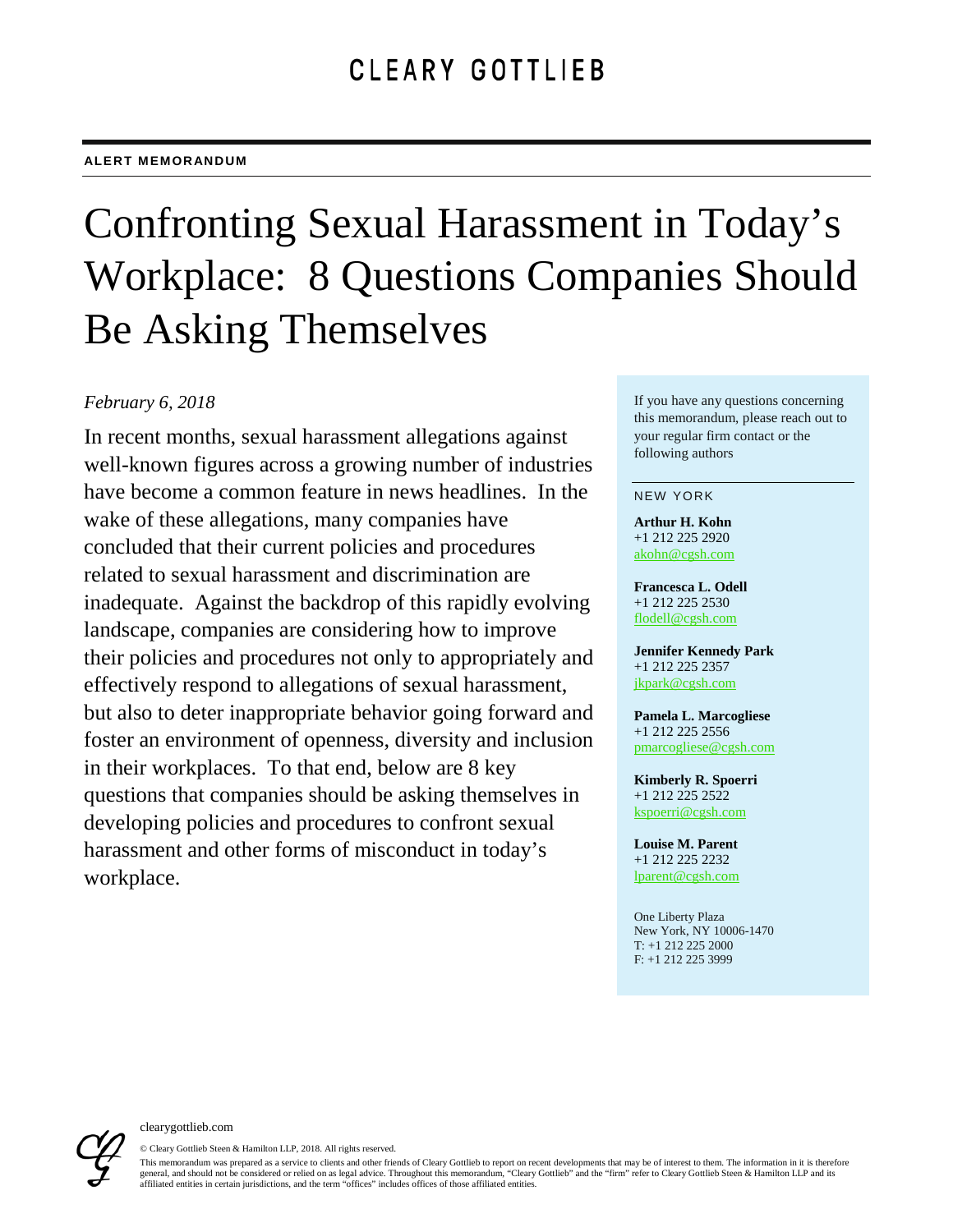# CLEARY GOTTLIEB

**ALERT MEMORANDUM**

# Confronting Sexual Harassment in Today's Workplace: 8 Questions Companies Should Be Asking Themselves

*February 6, 2018*

In recent months, sexual harassment allegations against well-known figures across a growing number of industries have become a common feature in news headlines. In the wake of these allegations, many companies have concluded that their current policies and procedures related to sexual harassment and discrimination are inadequate. Against the backdrop of this rapidly evolving landscape, companies are considering how to improve their policies and procedures not only to appropriately and effectively respond to allegations of sexual harassment, but also to deter inappropriate behavior going forward and foster an environment of openness, diversity and inclusion in their workplaces. To that end, below are 8 key questions that companies should be asking themselves in developing policies and procedures to confront sexual harassment and other forms of misconduct in today's workplace.

If you have any questions concerning this memorandum, please reach out to your regular firm contact or the following authors

NEW YORK

**Arthur H. Kohn**
+1 212 225 2920
akohn@cgsh.com

**Francesca L. Odell**
+1 212 225 2530
flodell@cgsh.com

**Jennifer Kennedy Park**
+1 212 225 2357
jkpark@cgsh.com

**Pamela L. Marcogliese**
+1 212 225 2556
pmarcogliese@cgsh.com

**Kimberly R. Spoerri**
+1 212 225 2522
kspoerri@cgsh.com

**Louise M. Parent**
+1 212 225 2232
lparent@cgsh.com

One Liberty Plaza
New York, NY 10006-1470
T: +1 212 225 2000
F: +1 212 225 3999

clearygottlieb.com

© Cleary Gottlieb Steen & Hamilton LLP, 2018. All rights reserved.

This memorandum was prepared as a service to clients and other friends of Cleary Gottlieb to report on recent developments that may be of interest to them. The information in it is therefore general, and should not be considered or relied on as legal advice. Throughout this memorandum, "Cleary Gottlieb" and the "firm" refer to Cleary Gottlieb Steen & Hamilton LLP and its affiliated entities in certain jurisdictions, and the term "offices" includes offices of those affiliated entities.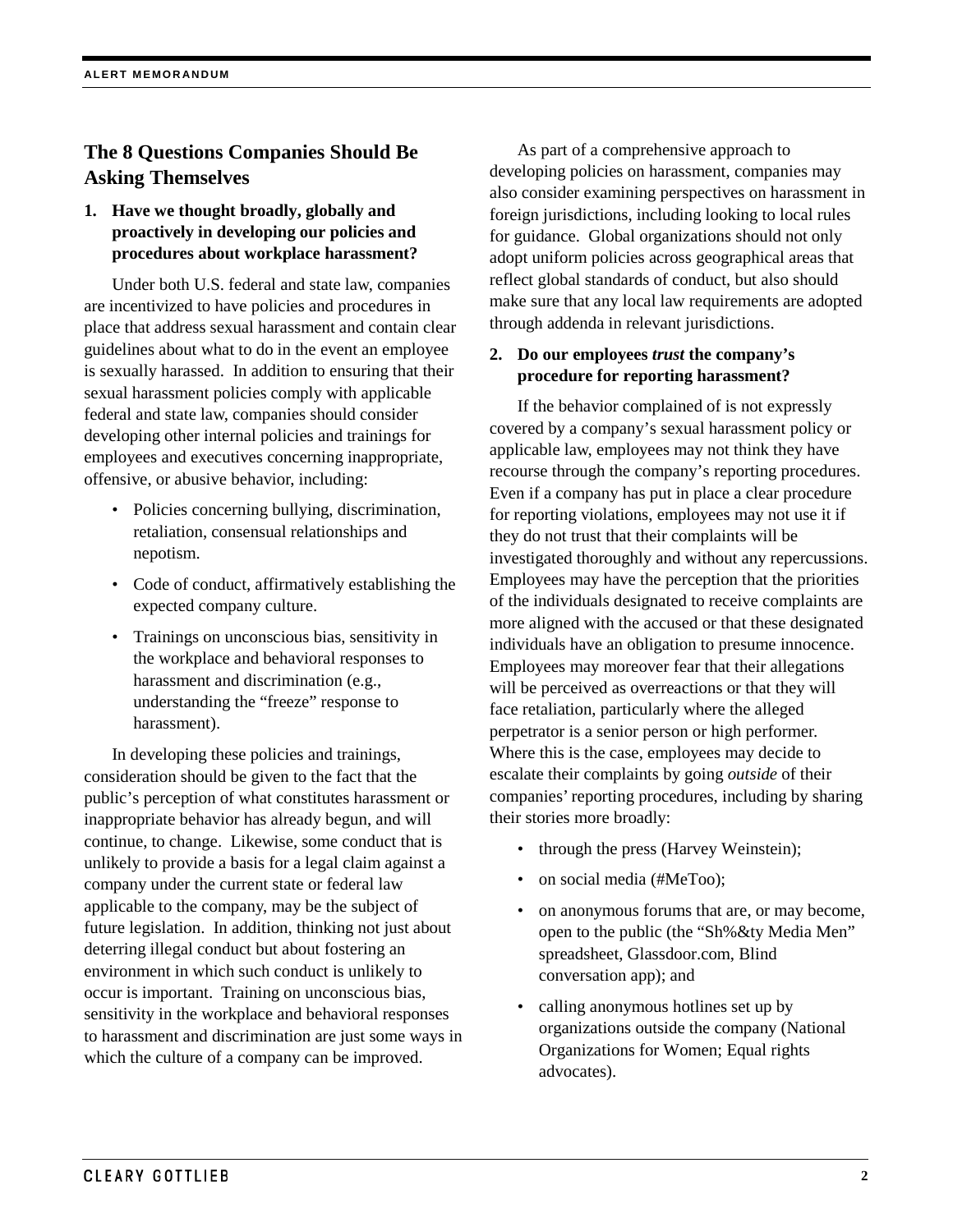## The 8 Questions Companies Should Be Asking Themselves

**1. Have we thought broadly, globally and proactively in developing our policies and procedures about workplace harassment?**

Under both U.S. federal and state law, companies are incentivized to have policies and procedures in place that address sexual harassment and contain clear guidelines about what to do in the event an employee is sexually harassed. In addition to ensuring that their sexual harassment policies comply with applicable federal and state law, companies should consider developing other internal policies and trainings for employees and executives concerning inappropriate, offensive, or abusive behavior, including:

- Policies concerning bullying, discrimination, retaliation, consensual relationships and nepotism.
- Code of conduct, affirmatively establishing the expected company culture.
- Trainings on unconscious bias, sensitivity in the workplace and behavioral responses to harassment and discrimination (e.g., understanding the "freeze" response to harassment).

In developing these policies and trainings, consideration should be given to the fact that the public's perception of what constitutes harassment or inappropriate behavior has already begun, and will continue, to change. Likewise, some conduct that is unlikely to provide a basis for a legal claim against a company under the current state or federal law applicable to the company, may be the subject of future legislation. In addition, thinking not just about deterring illegal conduct but about fostering an environment in which such conduct is unlikely to occur is important. Training on unconscious bias, sensitivity in the workplace and behavioral responses to harassment and discrimination are just some ways in which the culture of a company can be improved.

As part of a comprehensive approach to developing policies on harassment, companies may also consider examining perspectives on harassment in foreign jurisdictions, including looking to local rules for guidance. Global organizations should not only adopt uniform policies across geographical areas that reflect global standards of conduct, but also should make sure that any local law requirements are adopted through addenda in relevant jurisdictions.

**2. Do our employees *trust* the company's procedure for reporting harassment?**

If the behavior complained of is not expressly covered by a company's sexual harassment policy or applicable law, employees may not think they have recourse through the company's reporting procedures. Even if a company has put in place a clear procedure for reporting violations, employees may not use it if they do not trust that their complaints will be investigated thoroughly and without any repercussions. Employees may have the perception that the priorities of the individuals designated to receive complaints are more aligned with the accused or that these designated individuals have an obligation to presume innocence. Employees may moreover fear that their allegations will be perceived as overreactions or that they will face retaliation, particularly where the alleged perpetrator is a senior person or high performer. Where this is the case, employees may decide to escalate their complaints by going *outside* of their companies' reporting procedures, including by sharing their stories more broadly:

- through the press (Harvey Weinstein);
- on social media (#MeToo);
- on anonymous forums that are, or may become, open to the public (the "Sh%&ty Media Men" spreadsheet, Glassdoor.com, Blind conversation app); and
- calling anonymous hotlines set up by organizations outside the company (National Organizations for Women; Equal rights advocates).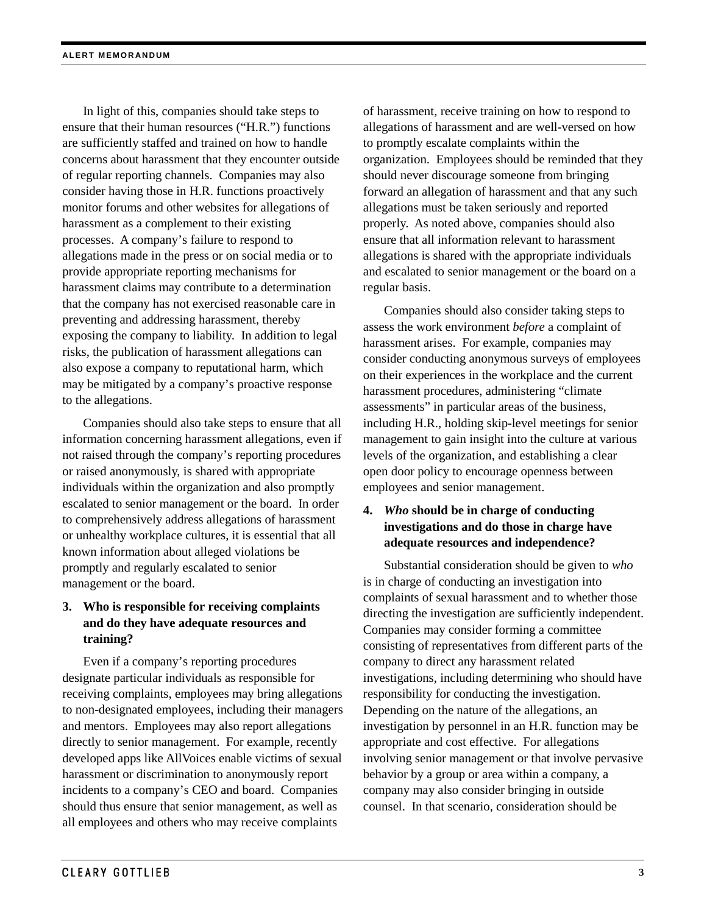In light of this, companies should take steps to ensure that their human resources ("H.R.") functions are sufficiently staffed and trained on how to handle concerns about harassment that they encounter outside of regular reporting channels. Companies may also consider having those in H.R. functions proactively monitor forums and other websites for allegations of harassment as a complement to their existing processes. A company's failure to respond to allegations made in the press or on social media or to provide appropriate reporting mechanisms for harassment claims may contribute to a determination that the company has not exercised reasonable care in preventing and addressing harassment, thereby exposing the company to liability. In addition to legal risks, the publication of harassment allegations can also expose a company to reputational harm, which may be mitigated by a company's proactive response to the allegations.

Companies should also take steps to ensure that all information concerning harassment allegations, even if not raised through the company's reporting procedures or raised anonymously, is shared with appropriate individuals within the organization and also promptly escalated to senior management or the board. In order to comprehensively address allegations of harassment or unhealthy workplace cultures, it is essential that all known information about alleged violations be promptly and regularly escalated to senior management or the board.

### 3. Who is responsible for receiving complaints and do they have adequate resources and training?

Even if a company's reporting procedures designate particular individuals as responsible for receiving complaints, employees may bring allegations to non-designated employees, including their managers and mentors. Employees may also report allegations directly to senior management. For example, recently developed apps like AllVoices enable victims of sexual harassment or discrimination to anonymously report incidents to a company's CEO and board. Companies should thus ensure that senior management, as well as all employees and others who may receive complaints of harassment, receive training on how to respond to allegations of harassment and are well-versed on how to promptly escalate complaints within the organization. Employees should be reminded that they should never discourage someone from bringing forward an allegation of harassment and that any such allegations must be taken seriously and reported properly. As noted above, companies should also ensure that all information relevant to harassment allegations is shared with the appropriate individuals and escalated to senior management or the board on a regular basis.

Companies should also consider taking steps to assess the work environment *before* a complaint of harassment arises. For example, companies may consider conducting anonymous surveys of employees on their experiences in the workplace and the current harassment procedures, administering "climate assessments" in particular areas of the business, including H.R., holding skip-level meetings for senior management to gain insight into the culture at various levels of the organization, and establishing a clear open door policy to encourage openness between employees and senior management.

### 4. *Who* should be in charge of conducting investigations and do those in charge have adequate resources and independence?

Substantial consideration should be given to *who* is in charge of conducting an investigation into complaints of sexual harassment and to whether those directing the investigation are sufficiently independent. Companies may consider forming a committee consisting of representatives from different parts of the company to direct any harassment related investigations, including determining who should have responsibility for conducting the investigation. Depending on the nature of the allegations, an investigation by personnel in an H.R. function may be appropriate and cost effective. For allegations involving senior management or that involve pervasive behavior by a group or area within a company, a company may also consider bringing in outside counsel. In that scenario, consideration should be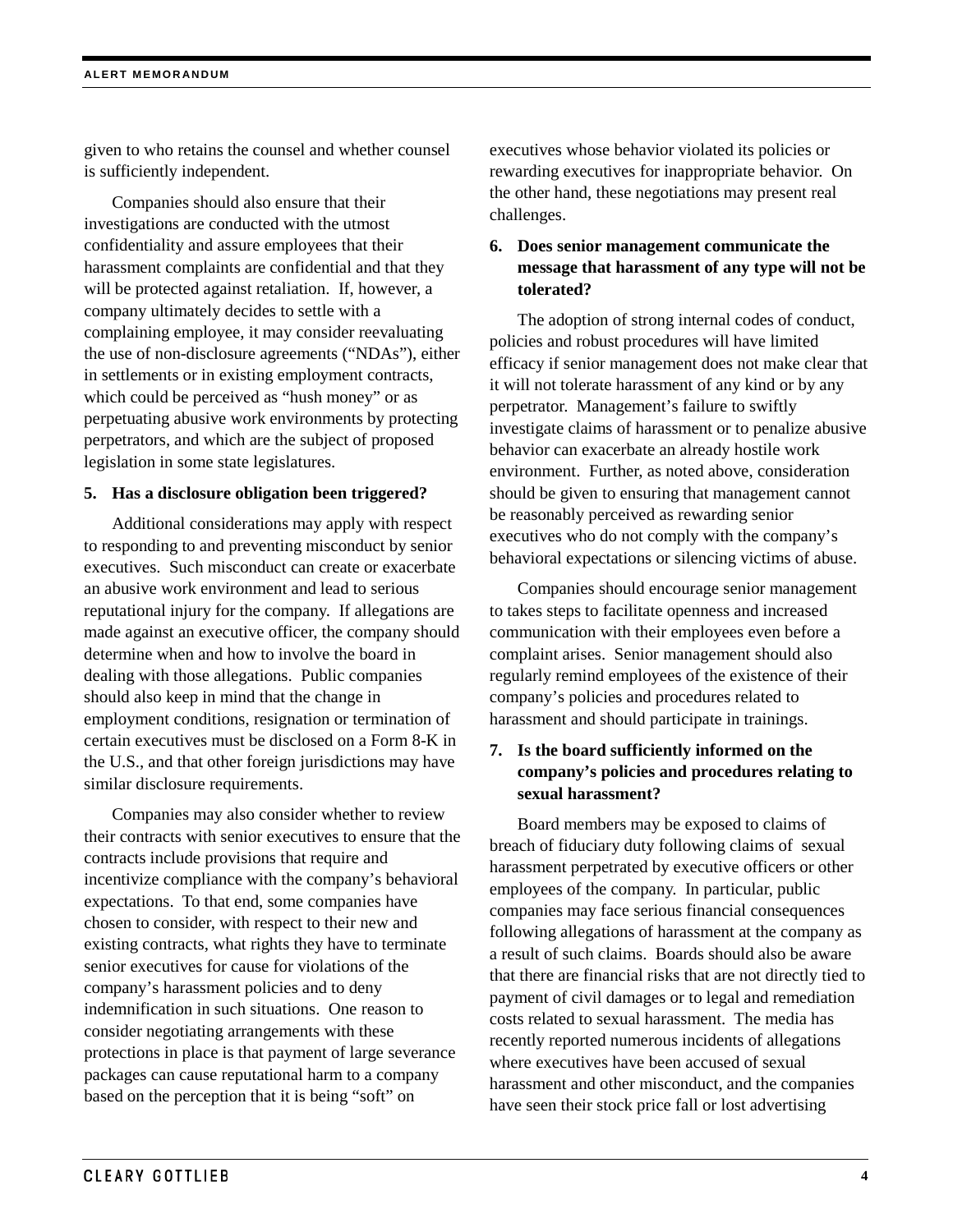given to who retains the counsel and whether counsel is sufficiently independent.

Companies should also ensure that their investigations are conducted with the utmost confidentiality and assure employees that their harassment complaints are confidential and that they will be protected against retaliation. If, however, a company ultimately decides to settle with a complaining employee, it may consider reevaluating the use of non-disclosure agreements ("NDAs"), either in settlements or in existing employment contracts, which could be perceived as "hush money" or as perpetuating abusive work environments by protecting perpetrators, and which are the subject of proposed legislation in some state legislatures.

**5. Has a disclosure obligation been triggered?**

Additional considerations may apply with respect to responding to and preventing misconduct by senior executives. Such misconduct can create or exacerbate an abusive work environment and lead to serious reputational injury for the company. If allegations are made against an executive officer, the company should determine when and how to involve the board in dealing with those allegations. Public companies should also keep in mind that the change in employment conditions, resignation or termination of certain executives must be disclosed on a Form 8-K in the U.S., and that other foreign jurisdictions may have similar disclosure requirements.

Companies may also consider whether to review their contracts with senior executives to ensure that the contracts include provisions that require and incentivize compliance with the company's behavioral expectations. To that end, some companies have chosen to consider, with respect to their new and existing contracts, what rights they have to terminate senior executives for cause for violations of the company's harassment policies and to deny indemnification in such situations. One reason to consider negotiating arrangements with these protections in place is that payment of large severance packages can cause reputational harm to a company based on the perception that it is being "soft" on executives whose behavior violated its policies or rewarding executives for inappropriate behavior. On the other hand, these negotiations may present real challenges.

**6. Does senior management communicate the message that harassment of any type will not be tolerated?**

The adoption of strong internal codes of conduct, policies and robust procedures will have limited efficacy if senior management does not make clear that it will not tolerate harassment of any kind or by any perpetrator. Management's failure to swiftly investigate claims of harassment or to penalize abusive behavior can exacerbate an already hostile work environment. Further, as noted above, consideration should be given to ensuring that management cannot be reasonably perceived as rewarding senior executives who do not comply with the company's behavioral expectations or silencing victims of abuse.

Companies should encourage senior management to takes steps to facilitate openness and increased communication with their employees even before a complaint arises. Senior management should also regularly remind employees of the existence of their company's policies and procedures related to harassment and should participate in trainings.

**7. Is the board sufficiently informed on the company's policies and procedures relating to sexual harassment?**

Board members may be exposed to claims of breach of fiduciary duty following claims of sexual harassment perpetrated by executive officers or other employees of the company. In particular, public companies may face serious financial consequences following allegations of harassment at the company as a result of such claims. Boards should also be aware that there are financial risks that are not directly tied to payment of civil damages or to legal and remediation costs related to sexual harassment. The media has recently reported numerous incidents of allegations where executives have been accused of sexual harassment and other misconduct, and the companies have seen their stock price fall or lost advertising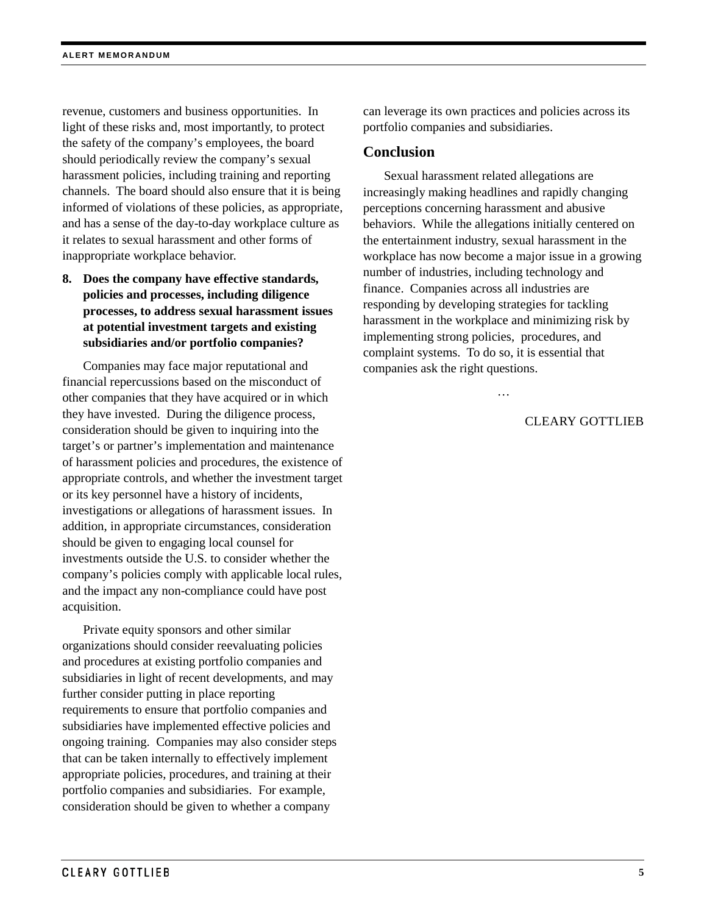revenue, customers and business opportunities. In light of these risks and, most importantly, to protect the safety of the company's employees, the board should periodically review the company's sexual harassment policies, including training and reporting channels. The board should also ensure that it is being informed of violations of these policies, as appropriate, and has a sense of the day-to-day workplace culture as it relates to sexual harassment and other forms of inappropriate workplace behavior.

**8. Does the company have effective standards, policies and processes, including diligence processes, to address sexual harassment issues at potential investment targets and existing subsidiaries and/or portfolio companies?**

Companies may face major reputational and financial repercussions based on the misconduct of other companies that they have acquired or in which they have invested. During the diligence process, consideration should be given to inquiring into the target's or partner's implementation and maintenance of harassment policies and procedures, the existence of appropriate controls, and whether the investment target or its key personnel have a history of incidents, investigations or allegations of harassment issues. In addition, in appropriate circumstances, consideration should be given to engaging local counsel for investments outside the U.S. to consider whether the company's policies comply with applicable local rules, and the impact any non-compliance could have post acquisition.

Private equity sponsors and other similar organizations should consider reevaluating policies and procedures at existing portfolio companies and subsidiaries in light of recent developments, and may further consider putting in place reporting requirements to ensure that portfolio companies and subsidiaries have implemented effective policies and ongoing training. Companies may also consider steps that can be taken internally to effectively implement appropriate policies, procedures, and training at their portfolio companies and subsidiaries. For example, consideration should be given to whether a company can leverage its own practices and policies across its portfolio companies and subsidiaries.

## Conclusion

Sexual harassment related allegations are increasingly making headlines and rapidly changing perceptions concerning harassment and abusive behaviors. While the allegations initially centered on the entertainment industry, sexual harassment in the workplace has now become a major issue in a growing number of industries, including technology and finance. Companies across all industries are responding by developing strategies for tackling harassment in the workplace and minimizing risk by implementing strong policies, procedures, and complaint systems. To do so, it is essential that companies ask the right questions.

…

CLEARY GOTTLIEB